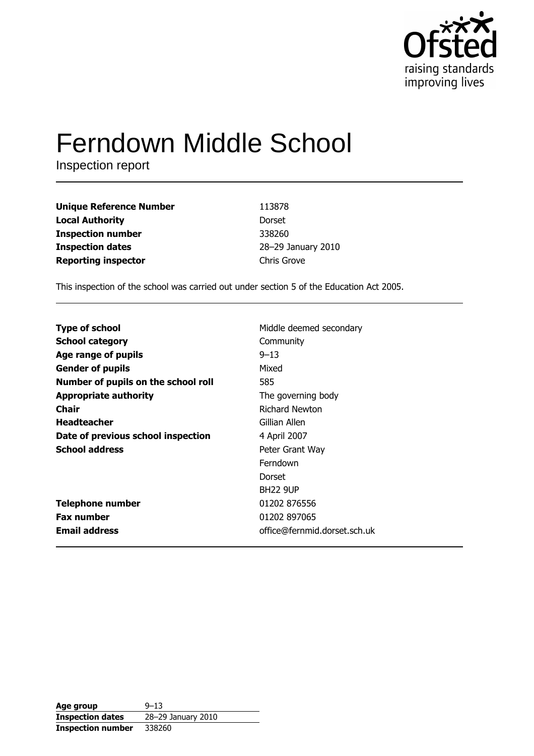# Ferndown Middle School

Inspection report

| | |
|---|---|
| **Unique Reference Number** | 113878 |
| **Local Authority** | Dorset |
| **Inspection number** | 338260 |
| **Inspection dates** | 28–29 January 2010 |
| **Reporting inspector** | Chris Grove |

This inspection of the school was carried out under section 5 of the Education Act 2005.

| | |
|---|---|
| **Type of school** | Middle deemed secondary |
| **School category** | Community |
| **Age range of pupils** | 9–13 |
| **Gender of pupils** | Mixed |
| **Number of pupils on the school roll** | 585 |
| **Appropriate authority** | The governing body |
| **Chair** | Richard Newton |
| **Headteacher** | Gillian Allen |
| **Date of previous school inspection** | 4 April 2007 |
| **School address** | Peter Grant Way<br>Ferndown<br>Dorset<br>BH22 9UP |
| **Telephone number** | 01202 876556 |
| **Fax number** | 01202 897065 |
| **Email address** | office@fernmid.dorset.sch.uk |

| | |
|---|---|
| **Age group** | 9–13 |
| **Inspection dates** | 28–29 January 2010 |
| **Inspection number** | 338260 |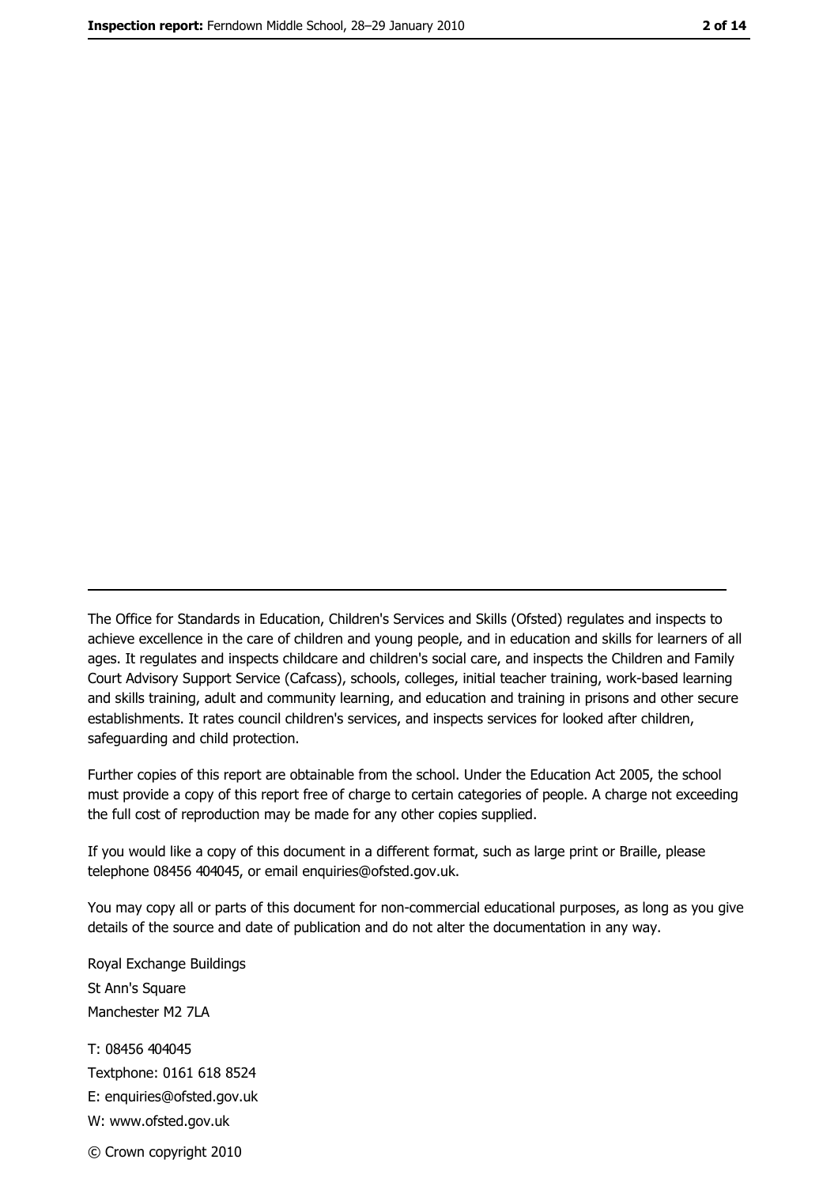The Office for Standards in Education, Children's Services and Skills (Ofsted) regulates and inspects to achieve excellence in the care of children and young people, and in education and skills for learners of all ages. It regulates and inspects childcare and children's social care, and inspects the Children and Family Court Advisory Support Service (Cafcass), schools, colleges, initial teacher training, work-based learning and skills training, adult and community learning, and education and training in prisons and other secure establishments. It rates council children's services, and inspects services for looked after children, safeguarding and child protection.

Further copies of this report are obtainable from the school. Under the Education Act 2005, the school must provide a copy of this report free of charge to certain categories of people. A charge not exceeding the full cost of reproduction may be made for any other copies supplied.

If you would like a copy of this document in a different format, such as large print or Braille, please telephone 08456 404045, or email enquiries@ofsted.gov.uk.

You may copy all or parts of this document for non-commercial educational purposes, as long as you give details of the source and date of publication and do not alter the documentation in any way.

Royal Exchange Buildings
St Ann's Square
Manchester M2 7LA

T: 08456 404045
Textphone: 0161 618 8524
E: enquiries@ofsted.gov.uk
W: www.ofsted.gov.uk

© Crown copyright 2010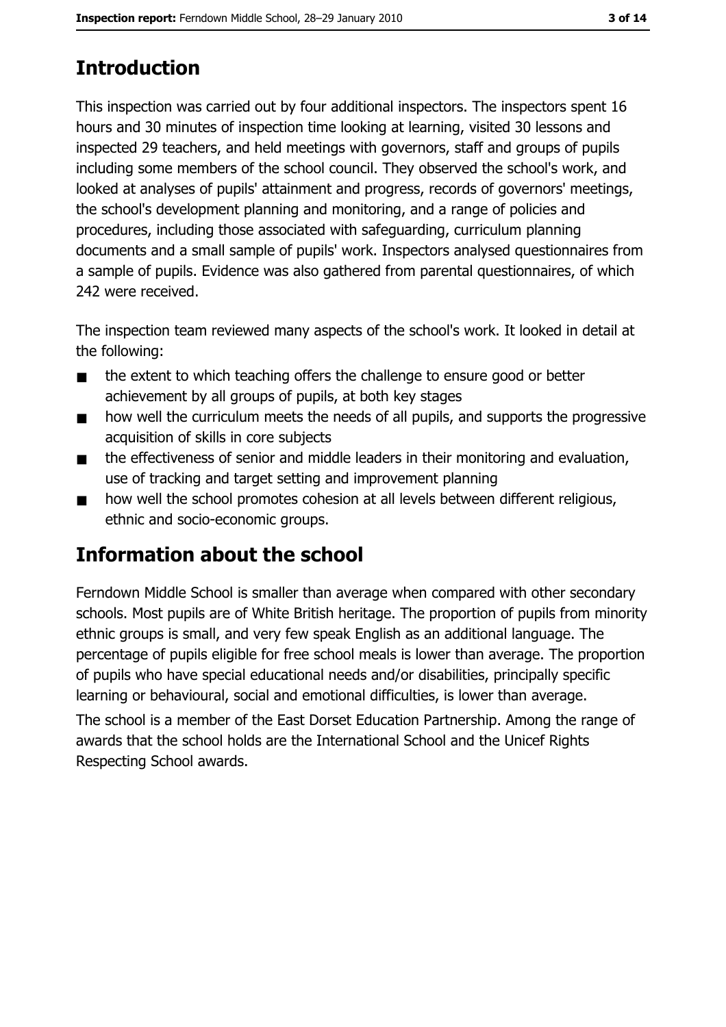# Introduction

This inspection was carried out by four additional inspectors. The inspectors spent 16 hours and 30 minutes of inspection time looking at learning, visited 30 lessons and inspected 29 teachers, and held meetings with governors, staff and groups of pupils including some members of the school council. They observed the school's work, and looked at analyses of pupils' attainment and progress, records of governors' meetings, the school's development planning and monitoring, and a range of policies and procedures, including those associated with safeguarding, curriculum planning documents and a small sample of pupils' work. Inspectors analysed questionnaires from a sample of pupils. Evidence was also gathered from parental questionnaires, of which 242 were received.

The inspection team reviewed many aspects of the school's work. It looked in detail at the following:

- the extent to which teaching offers the challenge to ensure good or better achievement by all groups of pupils, at both key stages
- how well the curriculum meets the needs of all pupils, and supports the progressive acquisition of skills in core subjects
- the effectiveness of senior and middle leaders in their monitoring and evaluation, use of tracking and target setting and improvement planning
- how well the school promotes cohesion at all levels between different religious, ethnic and socio-economic groups.

# Information about the school

Ferndown Middle School is smaller than average when compared with other secondary schools. Most pupils are of White British heritage. The proportion of pupils from minority ethnic groups is small, and very few speak English as an additional language. The percentage of pupils eligible for free school meals is lower than average. The proportion of pupils who have special educational needs and/or disabilities, principally specific learning or behavioural, social and emotional difficulties, is lower than average.

The school is a member of the East Dorset Education Partnership. Among the range of awards that the school holds are the International School and the Unicef Rights Respecting School awards.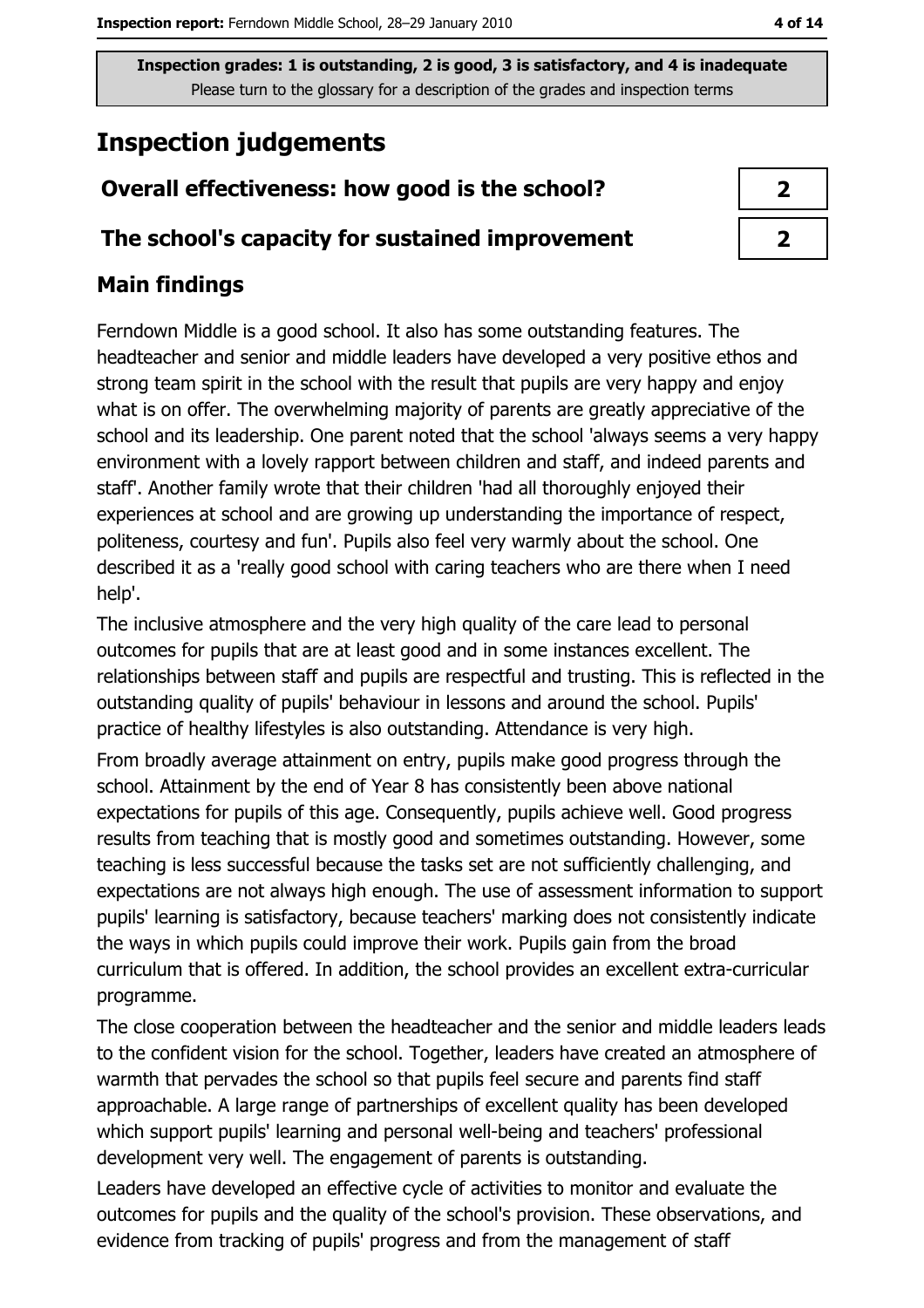Inspection grades: 1 is outstanding, 2 is good, 3 is satisfactory, and 4 is inadequate
Please turn to the glossary for a description of the grades and inspection terms

# Inspection judgements

| Overall effectiveness: how good is the school? | 2 |
| --- | --- |
| The school's capacity for sustained improvement | 2 |

## Main findings

Ferndown Middle is a good school. It also has some outstanding features. The headteacher and senior and middle leaders have developed a very positive ethos and strong team spirit in the school with the result that pupils are very happy and enjoy what is on offer. The overwhelming majority of parents are greatly appreciative of the school and its leadership. One parent noted that the school 'always seems a very happy environment with a lovely rapport between children and staff, and indeed parents and staff'. Another family wrote that their children 'had all thoroughly enjoyed their experiences at school and are growing up understanding the importance of respect, politeness, courtesy and fun'. Pupils also feel very warmly about the school. One described it as a 'really good school with caring teachers who are there when I need help'.

The inclusive atmosphere and the very high quality of the care lead to personal outcomes for pupils that are at least good and in some instances excellent. The relationships between staff and pupils are respectful and trusting. This is reflected in the outstanding quality of pupils' behaviour in lessons and around the school. Pupils' practice of healthy lifestyles is also outstanding. Attendance is very high.

From broadly average attainment on entry, pupils make good progress through the school. Attainment by the end of Year 8 has consistently been above national expectations for pupils of this age. Consequently, pupils achieve well. Good progress results from teaching that is mostly good and sometimes outstanding. However, some teaching is less successful because the tasks set are not sufficiently challenging, and expectations are not always high enough. The use of assessment information to support pupils' learning is satisfactory, because teachers' marking does not consistently indicate the ways in which pupils could improve their work. Pupils gain from the broad curriculum that is offered. In addition, the school provides an excellent extra-curricular programme.

The close cooperation between the headteacher and the senior and middle leaders leads to the confident vision for the school. Together, leaders have created an atmosphere of warmth that pervades the school so that pupils feel secure and parents find staff approachable. A large range of partnerships of excellent quality has been developed which support pupils' learning and personal well-being and teachers' professional development very well. The engagement of parents is outstanding.

Leaders have developed an effective cycle of activities to monitor and evaluate the outcomes for pupils and the quality of the school's provision. These observations, and evidence from tracking of pupils' progress and from the management of staff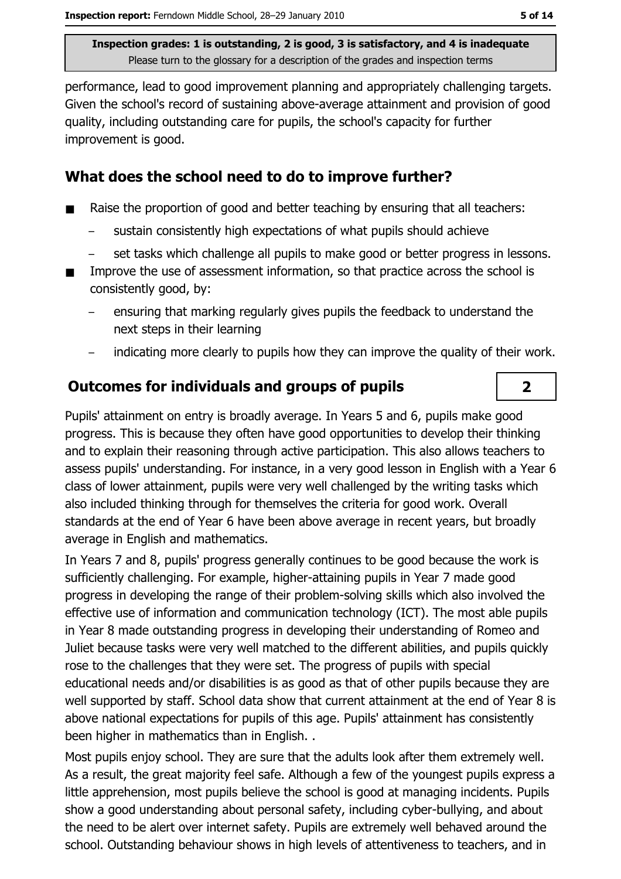performance, lead to good improvement planning and appropriately challenging targets. Given the school's record of sustaining above-average attainment and provision of good quality, including outstanding care for pupils, the school's capacity for further improvement is good.

## What does the school need to do to improve further?

- Raise the proportion of good and better teaching by ensuring that all teachers:
  - sustain consistently high expectations of what pupils should achieve
  - set tasks which challenge all pupils to make good or better progress in lessons.
- Improve the use of assessment information, so that practice across the school is consistently good, by:
  - ensuring that marking regularly gives pupils the feedback to understand the next steps in their learning
  - indicating more clearly to pupils how they can improve the quality of their work.

## Outcomes for individuals and groups of pupils — 2

Pupils' attainment on entry is broadly average. In Years 5 and 6, pupils make good progress. This is because they often have good opportunities to develop their thinking and to explain their reasoning through active participation. This also allows teachers to assess pupils' understanding. For instance, in a very good lesson in English with a Year 6 class of lower attainment, pupils were very well challenged by the writing tasks which also included thinking through for themselves the criteria for good work. Overall standards at the end of Year 6 have been above average in recent years, but broadly average in English and mathematics.

In Years 7 and 8, pupils' progress generally continues to be good because the work is sufficiently challenging. For example, higher-attaining pupils in Year 7 made good progress in developing the range of their problem-solving skills which also involved the effective use of information and communication technology (ICT). The most able pupils in Year 8 made outstanding progress in developing their understanding of Romeo and Juliet because tasks were very well matched to the different abilities, and pupils quickly rose to the challenges that they were set. The progress of pupils with special educational needs and/or disabilities is as good as that of other pupils because they are well supported by staff. School data show that current attainment at the end of Year 8 is above national expectations for pupils of this age. Pupils' attainment has consistently been higher in mathematics than in English. .

Most pupils enjoy school. They are sure that the adults look after them extremely well. As a result, the great majority feel safe. Although a few of the youngest pupils express a little apprehension, most pupils believe the school is good at managing incidents. Pupils show a good understanding about personal safety, including cyber-bullying, and about the need to be alert over internet safety. Pupils are extremely well behaved around the school. Outstanding behaviour shows in high levels of attentiveness to teachers, and in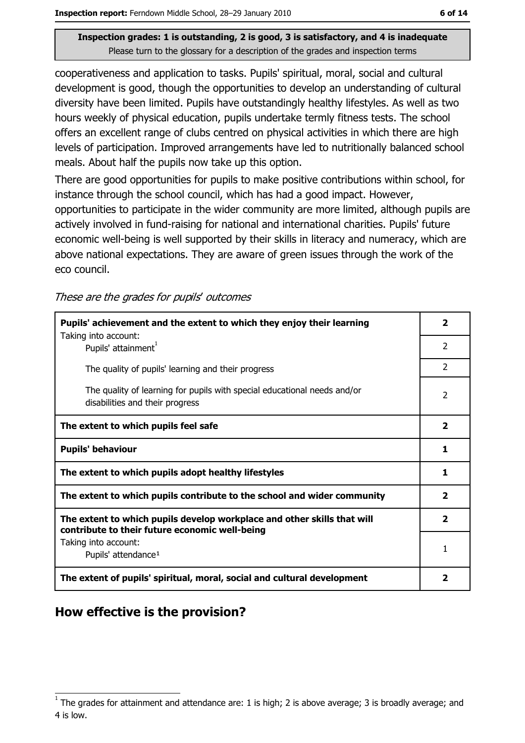**Inspection grades: 1 is outstanding, 2 is good, 3 is satisfactory, and 4 is inadequate**
Please turn to the glossary for a description of the grades and inspection terms

cooperativeness and application to tasks. Pupils' spiritual, moral, social and cultural development is good, though the opportunities to develop an understanding of cultural diversity have been limited. Pupils have outstandingly healthy lifestyles. As well as two hours weekly of physical education, pupils undertake termly fitness tests. The school offers an excellent range of clubs centred on physical activities in which there are high levels of participation. Improved arrangements have led to nutritionally balanced school meals. About half the pupils now take up this option.

There are good opportunities for pupils to make positive contributions within school, for instance through the school council, which has had a good impact. However, opportunities to participate in the wider community are more limited, although pupils are actively involved in fund-raising for national and international charities. Pupils' future economic well-being is well supported by their skills in literacy and numeracy, which are above national expectations. They are aware of green issues through the work of the eco council.

*These are the grades for pupils' outcomes*

| | |
|---|---|
| **Pupils' achievement and the extent to which they enjoy their learning** | **2** |
| Taking into account: Pupils' attainment[1] | 2 |
| The quality of pupils' learning and their progress | 2 |
| The quality of learning for pupils with special educational needs and/or disabilities and their progress | 2 |
| **The extent to which pupils feel safe** | **2** |
| **Pupils' behaviour** | **1** |
| **The extent to which pupils adopt healthy lifestyles** | **1** |
| **The extent to which pupils contribute to the school and wider community** | **2** |
| **The extent to which pupils develop workplace and other skills that will contribute to their future economic well-being** | **2** |
| Taking into account: Pupils' attendance[1] | 1 |
| **The extent of pupils' spiritual, moral, social and cultural development** | **2** |

## How effective is the provision?

[1] The grades for attainment and attendance are: 1 is high; 2 is above average; 3 is broadly average; and 4 is low.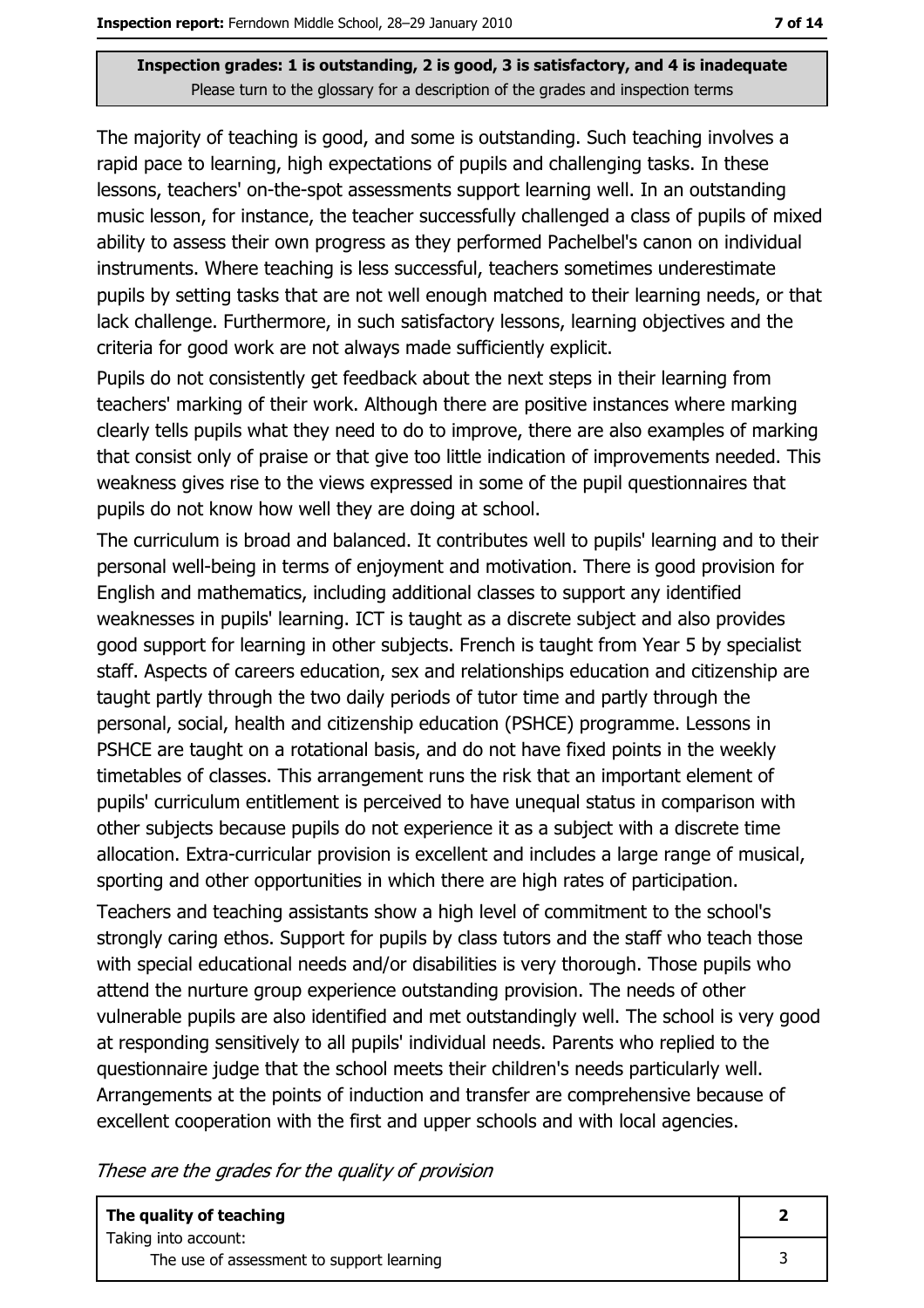**Inspection grades: 1 is outstanding, 2 is good, 3 is satisfactory, and 4 is inadequate**
Please turn to the glossary for a description of the grades and inspection terms

The majority of teaching is good, and some is outstanding. Such teaching involves a rapid pace to learning, high expectations of pupils and challenging tasks. In these lessons, teachers' on-the-spot assessments support learning well. In an outstanding music lesson, for instance, the teacher successfully challenged a class of pupils of mixed ability to assess their own progress as they performed Pachelbel's canon on individual instruments. Where teaching is less successful, teachers sometimes underestimate pupils by setting tasks that are not well enough matched to their learning needs, or that lack challenge. Furthermore, in such satisfactory lessons, learning objectives and the criteria for good work are not always made sufficiently explicit.

Pupils do not consistently get feedback about the next steps in their learning from teachers' marking of their work. Although there are positive instances where marking clearly tells pupils what they need to do to improve, there are also examples of marking that consist only of praise or that give too little indication of improvements needed. This weakness gives rise to the views expressed in some of the pupil questionnaires that pupils do not know how well they are doing at school.

The curriculum is broad and balanced. It contributes well to pupils' learning and to their personal well-being in terms of enjoyment and motivation. There is good provision for English and mathematics, including additional classes to support any identified weaknesses in pupils' learning. ICT is taught as a discrete subject and also provides good support for learning in other subjects. French is taught from Year 5 by specialist staff. Aspects of careers education, sex and relationships education and citizenship are taught partly through the two daily periods of tutor time and partly through the personal, social, health and citizenship education (PSHCE) programme. Lessons in PSHCE are taught on a rotational basis, and do not have fixed points in the weekly timetables of classes. This arrangement runs the risk that an important element of pupils' curriculum entitlement is perceived to have unequal status in comparison with other subjects because pupils do not experience it as a subject with a discrete time allocation. Extra-curricular provision is excellent and includes a large range of musical, sporting and other opportunities in which there are high rates of participation.

Teachers and teaching assistants show a high level of commitment to the school's strongly caring ethos. Support for pupils by class tutors and the staff who teach those with special educational needs and/or disabilities is very thorough. Those pupils who attend the nurture group experience outstanding provision. The needs of other vulnerable pupils are also identified and met outstandingly well. The school is very good at responding sensitively to all pupils' individual needs. Parents who replied to the questionnaire judge that the school meets their children's needs particularly well. Arrangements at the points of induction and transfer are comprehensive because of excellent cooperation with the first and upper schools and with local agencies.

*These are the grades for the quality of provision*

| **The quality of teaching** | **2** |
|---|---|
| Taking into account:<br>The use of assessment to support learning | 3 |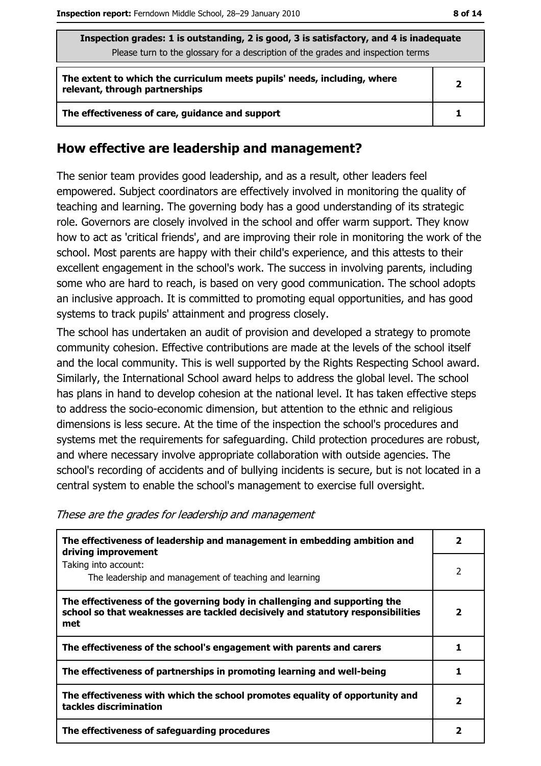| Inspection grades: 1 is outstanding, 2 is good, 3 is satisfactory, and 4 is inadequate<br>Please turn to the glossary for a description of the grades and inspection terms | |
|---|---|
| **The extent to which the curriculum meets pupils' needs, including, where relevant, through partnerships** | **2** |
| **The effectiveness of care, guidance and support** | **1** |

## How effective are leadership and management?

The senior team provides good leadership, and as a result, other leaders feel empowered. Subject coordinators are effectively involved in monitoring the quality of teaching and learning. The governing body has a good understanding of its strategic role. Governors are closely involved in the school and offer warm support. They know how to act as 'critical friends', and are improving their role in monitoring the work of the school. Most parents are happy with their child's experience, and this attests to their excellent engagement in the school's work. The success in involving parents, including some who are hard to reach, is based on very good communication. The school adopts an inclusive approach. It is committed to promoting equal opportunities, and has good systems to track pupils' attainment and progress closely.

The school has undertaken an audit of provision and developed a strategy to promote community cohesion. Effective contributions are made at the levels of the school itself and the local community. This is well supported by the Rights Respecting School award. Similarly, the International School award helps to address the global level. The school has plans in hand to develop cohesion at the national level. It has taken effective steps to address the socio-economic dimension, but attention to the ethnic and religious dimensions is less secure. At the time of the inspection the school's procedures and systems met the requirements for safeguarding. Child protection procedures are robust, and where necessary involve appropriate collaboration with outside agencies. The school's recording of accidents and of bullying incidents is secure, but is not located in a central system to enable the school's management to exercise full oversight.

*These are the grades for leadership and management*

| | |
|---|---|
| **The effectiveness of leadership and management in embedding ambition and driving improvement** | **2** |
| Taking into account:<br>The leadership and management of teaching and learning | 2 |
| **The effectiveness of the governing body in challenging and supporting the school so that weaknesses are tackled decisively and statutory responsibilities met** | **2** |
| **The effectiveness of the school's engagement with parents and carers** | **1** |
| **The effectiveness of partnerships in promoting learning and well-being** | **1** |
| **The effectiveness with which the school promotes equality of opportunity and tackles discrimination** | **2** |
| **The effectiveness of safeguarding procedures** | **2** |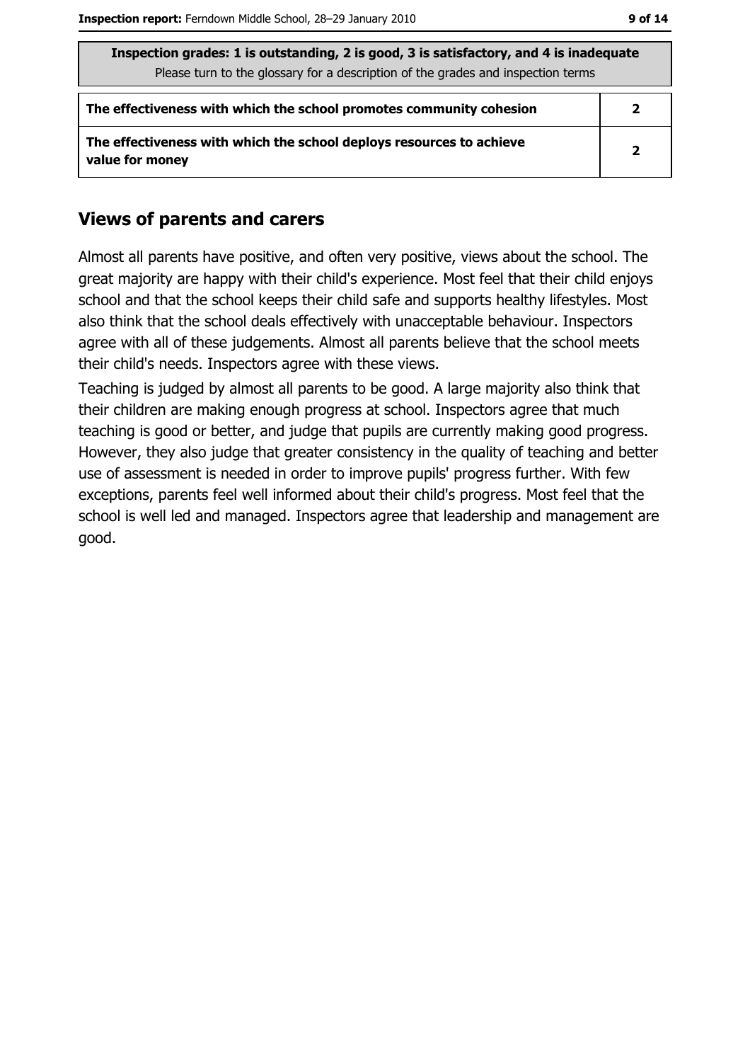| Inspection grades: 1 is outstanding, 2 is good, 3 is satisfactory, and 4 is inadequate<br>Please turn to the glossary for a description of the grades and inspection terms | |
|---|---|
| **The effectiveness with which the school promotes community cohesion** | **2** |
| **The effectiveness with which the school deploys resources to achieve value for money** | **2** |

## Views of parents and carers

Almost all parents have positive, and often very positive, views about the school. The great majority are happy with their child's experience. Most feel that their child enjoys school and that the school keeps their child safe and supports healthy lifestyles. Most also think that the school deals effectively with unacceptable behaviour. Inspectors agree with all of these judgements. Almost all parents believe that the school meets their child's needs. Inspectors agree with these views.

Teaching is judged by almost all parents to be good. A large majority also think that their children are making enough progress at school. Inspectors agree that much teaching is good or better, and judge that pupils are currently making good progress. However, they also judge that greater consistency in the quality of teaching and better use of assessment is needed in order to improve pupils' progress further. With few exceptions, parents feel well informed about their child's progress. Most feel that the school is well led and managed. Inspectors agree that leadership and management are good.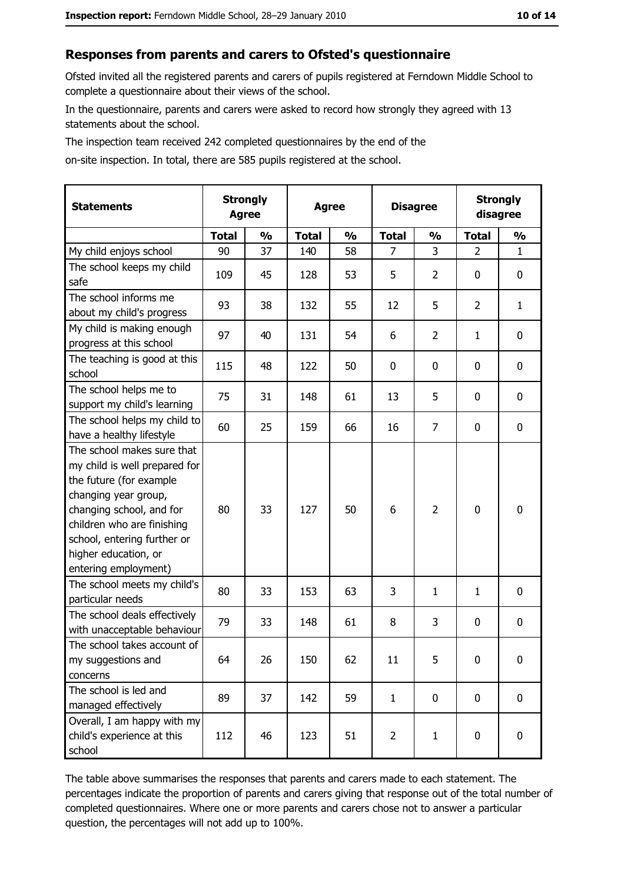## Responses from parents and carers to Ofsted's questionnaire

Ofsted invited all the registered parents and carers of pupils registered at Ferndown Middle School to complete a questionnaire about their views of the school.

In the questionnaire, parents and carers were asked to record how strongly they agreed with 13 statements about the school.

The inspection team received 242 completed questionnaires by the end of the on-site inspection. In total, there are 585 pupils registered at the school.

| Statements | Strongly Agree | | Agree | | Disagree | | Strongly disagree | |
|---|---|---|---|---|---|---|---|---|
| | Total | % | Total | % | Total | % | Total | % |
| My child enjoys school | 90 | 37 | 140 | 58 | 7 | 3 | 2 | 1 |
| The school keeps my child safe | 109 | 45 | 128 | 53 | 5 | 2 | 0 | 0 |
| The school informs me about my child's progress | 93 | 38 | 132 | 55 | 12 | 5 | 2 | 1 |
| My child is making enough progress at this school | 97 | 40 | 131 | 54 | 6 | 2 | 1 | 0 |
| The teaching is good at this school | 115 | 48 | 122 | 50 | 0 | 0 | 0 | 0 |
| The school helps me to support my child's learning | 75 | 31 | 148 | 61 | 13 | 5 | 0 | 0 |
| The school helps my child to have a healthy lifestyle | 60 | 25 | 159 | 66 | 16 | 7 | 0 | 0 |
| The school makes sure that my child is well prepared for the future (for example changing year group, changing school, and for children who are finishing school, entering further or higher education, or entering employment) | 80 | 33 | 127 | 50 | 6 | 2 | 0 | 0 |
| The school meets my child's particular needs | 80 | 33 | 153 | 63 | 3 | 1 | 1 | 0 |
| The school deals effectively with unacceptable behaviour | 79 | 33 | 148 | 61 | 8 | 3 | 0 | 0 |
| The school takes account of my suggestions and concerns | 64 | 26 | 150 | 62 | 11 | 5 | 0 | 0 |
| The school is led and managed effectively | 89 | 37 | 142 | 59 | 1 | 0 | 0 | 0 |
| Overall, I am happy with my child's experience at this school | 112 | 46 | 123 | 51 | 2 | 1 | 0 | 0 |

The table above summarises the responses that parents and carers made to each statement. The percentages indicate the proportion of parents and carers giving that response out of the total number of completed questionnaires. Where one or more parents and carers chose not to answer a particular question, the percentages will not add up to 100%.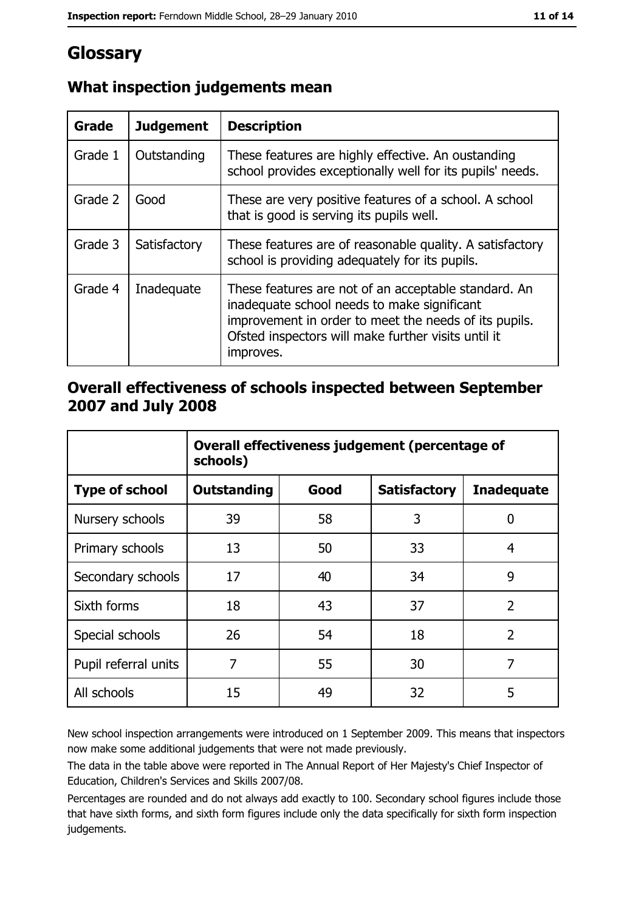# Glossary

## What inspection judgements mean

| Grade | Judgement | Description |
|---|---|---|
| Grade 1 | Outstanding | These features are highly effective. An oustanding school provides exceptionally well for its pupils' needs. |
| Grade 2 | Good | These are very positive features of a school. A school that is good is serving its pupils well. |
| Grade 3 | Satisfactory | These features are of reasonable quality. A satisfactory school is providing adequately for its pupils. |
| Grade 4 | Inadequate | These features are not of an acceptable standard. An inadequate school needs to make significant improvement in order to meet the needs of its pupils. Ofsted inspectors will make further visits until it improves. |

## Overall effectiveness of schools inspected between September 2007 and July 2008

| | Overall effectiveness judgement (percentage of schools) | | | |
|---|---|---|---|---|
| **Type of school** | **Outstanding** | **Good** | **Satisfactory** | **Inadequate** |
| Nursery schools | 39 | 58 | 3 | 0 |
| Primary schools | 13 | 50 | 33 | 4 |
| Secondary schools | 17 | 40 | 34 | 9 |
| Sixth forms | 18 | 43 | 37 | 2 |
| Special schools | 26 | 54 | 18 | 2 |
| Pupil referral units | 7 | 55 | 30 | 7 |
| All schools | 15 | 49 | 32 | 5 |

New school inspection arrangements were introduced on 1 September 2009. This means that inspectors now make some additional judgements that were not made previously.

The data in the table above were reported in The Annual Report of Her Majesty's Chief Inspector of Education, Children's Services and Skills 2007/08.

Percentages are rounded and do not always add exactly to 100. Secondary school figures include those that have sixth forms, and sixth form figures include only the data specifically for sixth form inspection judgements.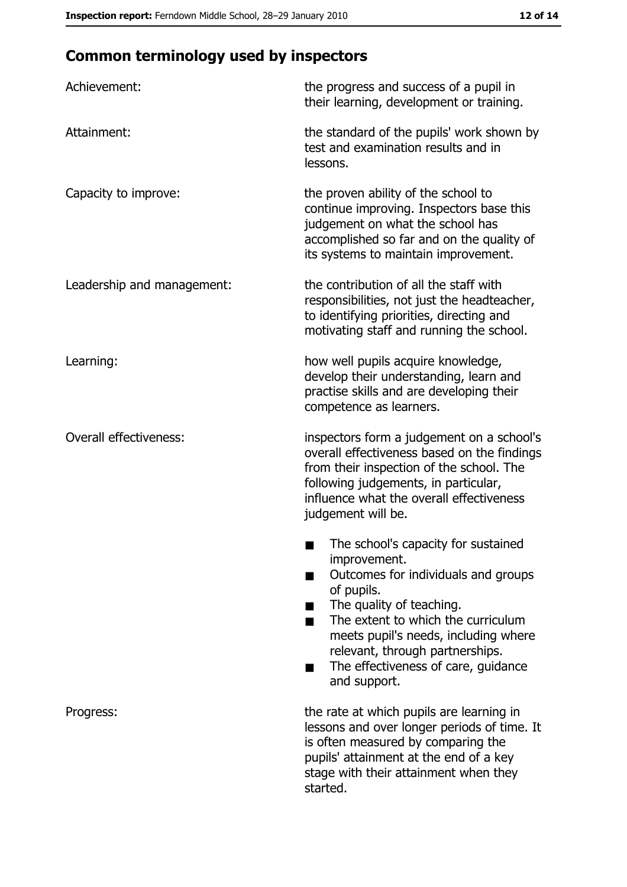## Common terminology used by inspectors

| | |
|---|---|
| Achievement: | the progress and success of a pupil in their learning, development or training. |
| Attainment: | the standard of the pupils' work shown by test and examination results and in lessons. |
| Capacity to improve: | the proven ability of the school to continue improving. Inspectors base this judgement on what the school has accomplished so far and on the quality of its systems to maintain improvement. |
| Leadership and management: | the contribution of all the staff with responsibilities, not just the headteacher, to identifying priorities, directing and motivating staff and running the school. |
| Learning: | how well pupils acquire knowledge, develop their understanding, learn and practise skills and are developing their competence as learners. |
| Overall effectiveness: | inspectors form a judgement on a school's overall effectiveness based on the findings from their inspection of the school. The following judgements, in particular, influence what the overall effectiveness judgement will be.<br>■ The school's capacity for sustained improvement.<br>■ Outcomes for individuals and groups of pupils.<br>■ The quality of teaching.<br>■ The extent to which the curriculum meets pupil's needs, including where relevant, through partnerships.<br>■ The effectiveness of care, guidance and support. |
| Progress: | the rate at which pupils are learning in lessons and over longer periods of time. It is often measured by comparing the pupils' attainment at the end of a key stage with their attainment when they started. |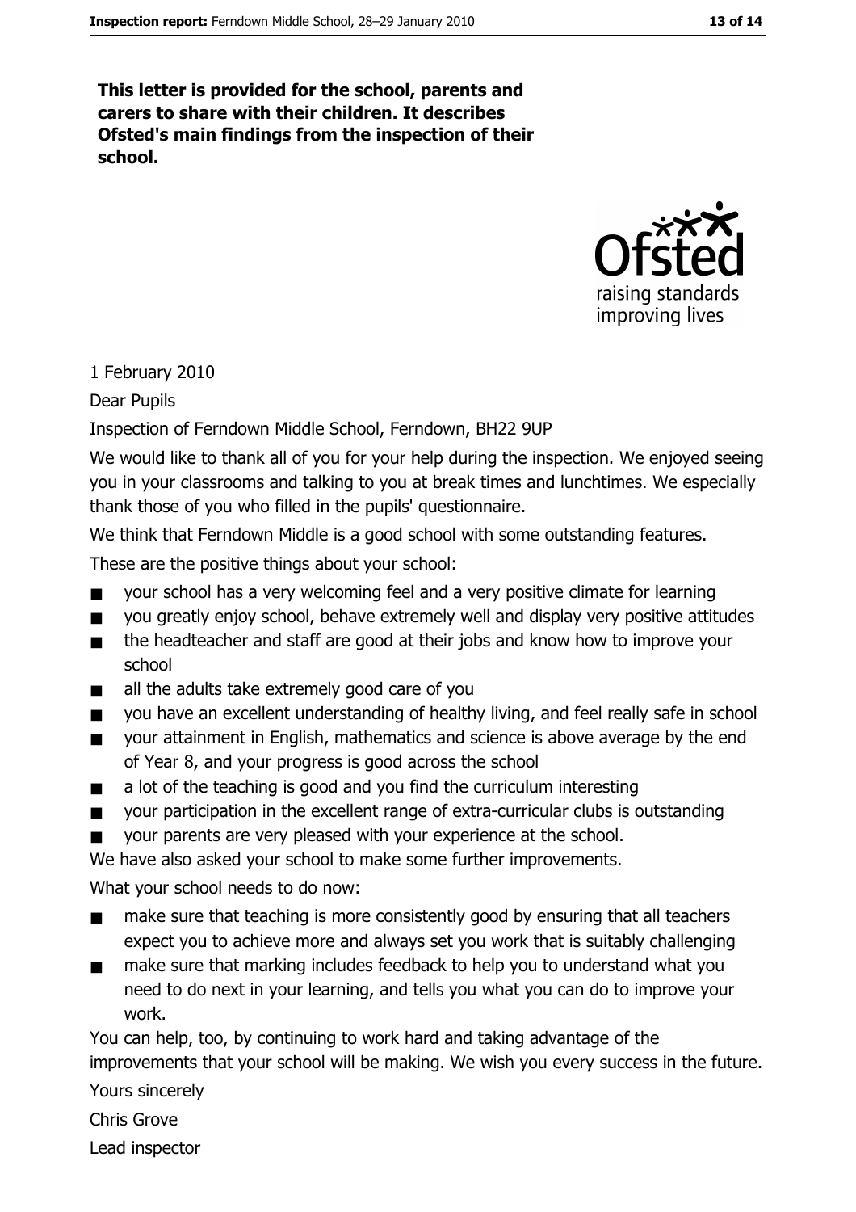**This letter is provided for the school, parents and carers to share with their children. It describes Ofsted's main findings from the inspection of their school.**

1 February 2010

Dear Pupils

Inspection of Ferndown Middle School, Ferndown, BH22 9UP

We would like to thank all of you for your help during the inspection. We enjoyed seeing you in your classrooms and talking to you at break times and lunchtimes. We especially thank those of you who filled in the pupils' questionnaire.

We think that Ferndown Middle is a good school with some outstanding features.

These are the positive things about your school:

- your school has a very welcoming feel and a very positive climate for learning
- you greatly enjoy school, behave extremely well and display very positive attitudes
- the headteacher and staff are good at their jobs and know how to improve your school
- all the adults take extremely good care of you
- you have an excellent understanding of healthy living, and feel really safe in school
- your attainment in English, mathematics and science is above average by the end of Year 8, and your progress is good across the school
- a lot of the teaching is good and you find the curriculum interesting
- your participation in the excellent range of extra-curricular clubs is outstanding
- your parents are very pleased with your experience at the school.

We have also asked your school to make some further improvements.

What your school needs to do now:

- make sure that teaching is more consistently good by ensuring that all teachers expect you to achieve more and always set you work that is suitably challenging
- make sure that marking includes feedback to help you to understand what you need to do next in your learning, and tells you what you can do to improve your work.

You can help, too, by continuing to work hard and taking advantage of the improvements that your school will be making. We wish you every success in the future.

Yours sincerely

Chris Grove

Lead inspector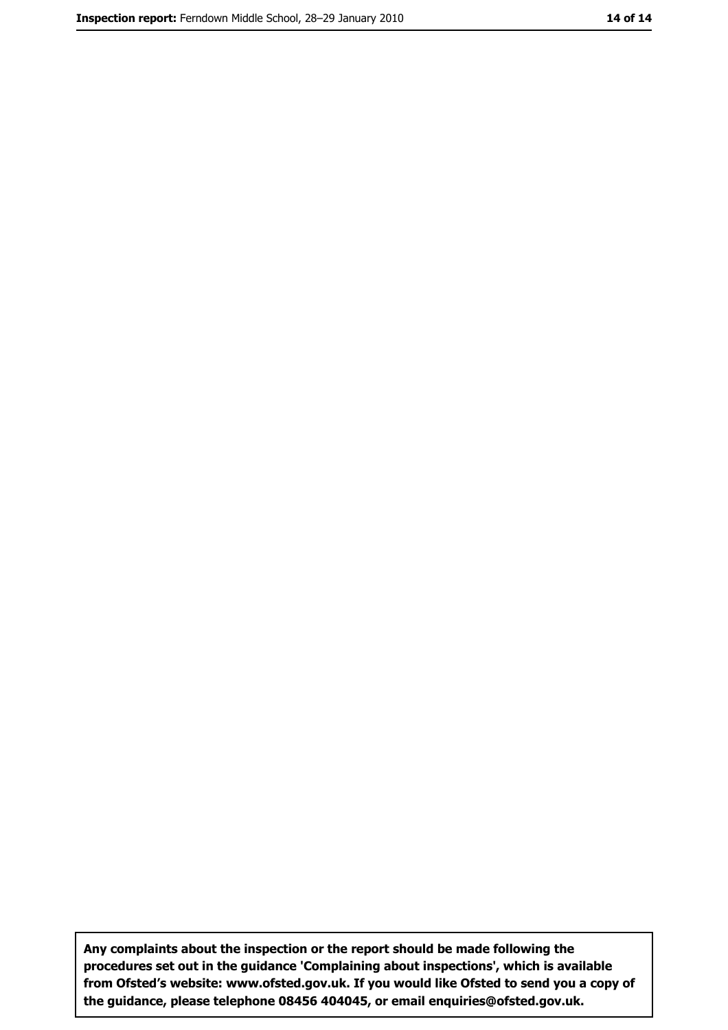**Any complaints about the inspection or the report should be made following the procedures set out in the guidance 'Complaining about inspections', which is available from Ofsted's website: www.ofsted.gov.uk. If you would like Ofsted to send you a copy of the guidance, please telephone 08456 404045, or email enquiries@ofsted.gov.uk.**